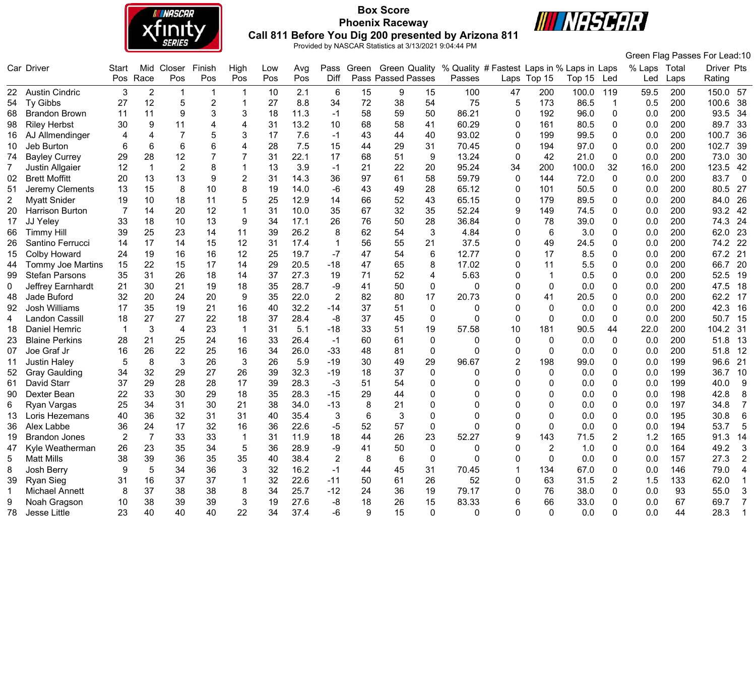# Box Score

## Phoenix Raceway

## Call 811 Before You Dig 200 presented by Arizona 811

Provided by NASCAR Statistics at 3/13/2021 9:04:44 PM

Green Flag Passes For Lead:10

| Car | Driver | Start Pos | Mid Race | Closer Pos | Finish Pos | High Pos | Low Pos | Avg Pos | Pass Diff | Green Pass | Green Passed | Quality Passes | % Quality Passes | # Fastest Laps | Laps in Top 15 | % Laps in Top 15 | Laps Led | % Laps Led | Total Laps | Driver Rating | Pts |
|---|---|---|---|---|---|---|---|---|---|---|---|---|---|---|---|---|---|---|---|---|---|
| 22 | Austin Cindric | 3 | 2 | 1 | 1 | 1 | 10 | 2.1 | 6 | 15 | 9 | 15 | 100 | 47 | 200 | 100.0 | 119 | 59.5 | 200 | 150.0 | 57 |
| 54 | Ty Gibbs | 27 | 12 | 5 | 2 | 1 | 27 | 8.8 | 34 | 72 | 38 | 54 | 75 | 5 | 173 | 86.5 | 1 | 0.5 | 200 | 100.6 | 38 |
| 68 | Brandon Brown | 11 | 11 | 9 | 3 | 3 | 18 | 11.3 | -1 | 58 | 59 | 50 | 86.21 | 0 | 192 | 96.0 | 0 | 0.0 | 200 | 93.5 | 34 |
| 98 | Riley Herbst | 30 | 9 | 11 | 4 | 4 | 31 | 13.2 | 10 | 68 | 58 | 41 | 60.29 | 0 | 161 | 80.5 | 0 | 0.0 | 200 | 89.7 | 33 |
| 16 | AJ Allmendinger | 4 | 4 | 7 | 5 | 3 | 17 | 7.6 | -1 | 43 | 44 | 40 | 93.02 | 0 | 199 | 99.5 | 0 | 0.0 | 200 | 100.7 | 36 |
| 10 | Jeb Burton | 6 | 6 | 6 | 6 | 4 | 28 | 7.5 | 15 | 44 | 29 | 31 | 70.45 | 0 | 194 | 97.0 | 0 | 0.0 | 200 | 102.7 | 39 |
| 74 | Bayley Currey | 29 | 28 | 12 | 7 | 7 | 31 | 22.1 | 17 | 68 | 51 | 9 | 13.24 | 0 | 42 | 21.0 | 0 | 0.0 | 200 | 73.0 | 30 |
| 7 | Justin Allgaier | 12 | 1 | 2 | 8 | 1 | 13 | 3.9 | -1 | 21 | 22 | 20 | 95.24 | 34 | 200 | 100.0 | 32 | 16.0 | 200 | 123.5 | 42 |
| 02 | Brett Moffitt | 20 | 13 | 13 | 9 | 2 | 31 | 14.3 | 36 | 97 | 61 | 58 | 59.79 | 0 | 144 | 72.0 | 0 | 0.0 | 200 | 83.7 | 0 |
| 51 | Jeremy Clements | 13 | 15 | 8 | 10 | 8 | 19 | 14.0 | -6 | 43 | 49 | 28 | 65.12 | 0 | 101 | 50.5 | 0 | 0.0 | 200 | 80.5 | 27 |
| 2 | Myatt Snider | 19 | 10 | 18 | 11 | 5 | 25 | 12.9 | 14 | 66 | 52 | 43 | 65.15 | 0 | 179 | 89.5 | 0 | 0.0 | 200 | 84.0 | 26 |
| 20 | Harrison Burton | 7 | 14 | 20 | 12 | 1 | 31 | 10.0 | 35 | 67 | 32 | 35 | 52.24 | 9 | 149 | 74.5 | 0 | 0.0 | 200 | 93.2 | 42 |
| 17 | JJ Yeley | 33 | 18 | 10 | 13 | 9 | 34 | 17.1 | 26 | 76 | 50 | 28 | 36.84 | 0 | 78 | 39.0 | 0 | 0.0 | 200 | 74.3 | 24 |
| 66 | Timmy Hill | 39 | 25 | 23 | 14 | 11 | 39 | 26.2 | 8 | 62 | 54 | 3 | 4.84 | 0 | 6 | 3.0 | 0 | 0.0 | 200 | 62.0 | 23 |
| 26 | Santino Ferrucci | 14 | 17 | 14 | 15 | 12 | 31 | 17.4 | 1 | 56 | 55 | 21 | 37.5 | 0 | 49 | 24.5 | 0 | 0.0 | 200 | 74.2 | 22 |
| 15 | Colby Howard | 24 | 19 | 16 | 16 | 12 | 25 | 19.7 | -7 | 47 | 54 | 6 | 12.77 | 0 | 17 | 8.5 | 0 | 0.0 | 200 | 67.2 | 21 |
| 44 | Tommy Joe Martins | 15 | 22 | 15 | 17 | 14 | 29 | 20.5 | -18 | 47 | 65 | 8 | 17.02 | 0 | 11 | 5.5 | 0 | 0.0 | 200 | 66.7 | 20 |
| 99 | Stefan Parsons | 35 | 31 | 26 | 18 | 14 | 37 | 27.3 | 19 | 71 | 52 | 4 | 5.63 | 0 | 1 | 0.5 | 0 | 0.0 | 200 | 52.5 | 19 |
| 0 | Jeffrey Earnhardt | 21 | 30 | 21 | 19 | 18 | 35 | 28.7 | -9 | 41 | 50 | 0 | 0 | 0 | 0 | 0.0 | 0 | 0.0 | 200 | 47.5 | 18 |
| 48 | Jade Buford | 32 | 20 | 24 | 20 | 9 | 35 | 22.0 | 2 | 82 | 80 | 17 | 20.73 | 0 | 41 | 20.5 | 0 | 0.0 | 200 | 62.2 | 17 |
| 92 | Josh Williams | 17 | 35 | 19 | 21 | 16 | 40 | 32.2 | -14 | 37 | 51 | 0 | 0 | 0 | 0 | 0.0 | 0 | 0.0 | 200 | 42.3 | 16 |
| 4 | Landon Cassill | 18 | 27 | 27 | 22 | 18 | 37 | 28.4 | -8 | 37 | 45 | 0 | 0 | 0 | 0 | 0.0 | 0 | 0.0 | 200 | 50.7 | 15 |
| 18 | Daniel Hemric | 1 | 3 | 4 | 23 | 1 | 31 | 5.1 | -18 | 33 | 51 | 19 | 57.58 | 10 | 181 | 90.5 | 44 | 22.0 | 200 | 104.2 | 31 |
| 23 | Blaine Perkins | 28 | 21 | 25 | 24 | 16 | 33 | 26.4 | -1 | 60 | 61 | 0 | 0 | 0 | 0 | 0.0 | 0 | 0.0 | 200 | 51.8 | 13 |
| 07 | Joe Graf Jr | 16 | 26 | 22 | 25 | 16 | 34 | 26.0 | -33 | 48 | 81 | 0 | 0 | 0 | 0 | 0.0 | 0 | 0.0 | 200 | 51.8 | 12 |
| 11 | Justin Haley | 5 | 8 | 3 | 26 | 3 | 26 | 5.9 | -19 | 30 | 49 | 29 | 96.67 | 2 | 198 | 99.0 | 0 | 0.0 | 199 | 96.6 | 21 |
| 52 | Gray Gaulding | 34 | 32 | 29 | 27 | 26 | 39 | 32.3 | -19 | 18 | 37 | 0 | 0 | 0 | 0 | 0.0 | 0 | 0.0 | 199 | 36.7 | 10 |
| 61 | David Starr | 37 | 29 | 28 | 28 | 17 | 39 | 28.3 | -3 | 51 | 54 | 0 | 0 | 0 | 0 | 0.0 | 0 | 0.0 | 199 | 40.0 | 9 |
| 90 | Dexter Bean | 22 | 33 | 30 | 29 | 18 | 35 | 28.3 | -15 | 29 | 44 | 0 | 0 | 0 | 0 | 0.0 | 0 | 0.0 | 198 | 42.8 | 8 |
| 6 | Ryan Vargas | 25 | 34 | 31 | 30 | 21 | 38 | 34.0 | -13 | 8 | 21 | 0 | 0 | 0 | 0 | 0.0 | 0 | 0.0 | 197 | 34.8 | 7 |
| 13 | Loris Hezemans | 40 | 36 | 32 | 31 | 31 | 40 | 35.4 | 3 | 6 | 3 | 0 | 0 | 0 | 0 | 0.0 | 0 | 0.0 | 195 | 30.8 | 6 |
| 36 | Alex Labbe | 36 | 24 | 17 | 32 | 16 | 36 | 22.6 | -5 | 52 | 57 | 0 | 0 | 0 | 0 | 0.0 | 0 | 0.0 | 194 | 53.7 | 5 |
| 19 | Brandon Jones | 2 | 7 | 33 | 33 | 1 | 31 | 11.9 | 18 | 44 | 26 | 23 | 52.27 | 9 | 143 | 71.5 | 2 | 1.2 | 165 | 91.3 | 14 |
| 47 | Kyle Weatherman | 26 | 23 | 35 | 34 | 5 | 36 | 28.9 | -9 | 41 | 50 | 0 | 0 | 0 | 2 | 1.0 | 0 | 0.0 | 164 | 49.2 | 3 |
| 5 | Matt Mills | 38 | 39 | 36 | 35 | 35 | 40 | 38.4 | 2 | 8 | 6 | 0 | 0 | 0 | 0 | 0.0 | 0 | 0.0 | 157 | 27.3 | 2 |
| 8 | Josh Berry | 9 | 5 | 34 | 36 | 3 | 32 | 16.2 | -1 | 44 | 45 | 31 | 70.45 | 1 | 134 | 67.0 | 0 | 0.0 | 146 | 79.0 | 4 |
| 39 | Ryan Sieg | 31 | 16 | 37 | 37 | 1 | 32 | 22.6 | -11 | 50 | 61 | 26 | 52 | 0 | 63 | 31.5 | 2 | 1.5 | 133 | 62.0 | 1 |
| 1 | Michael Annett | 8 | 37 | 38 | 38 | 8 | 34 | 25.7 | -12 | 24 | 36 | 19 | 79.17 | 0 | 76 | 38.0 | 0 | 0.0 | 93 | 55.0 | 3 |
| 9 | Noah Gragson | 10 | 38 | 39 | 39 | 3 | 19 | 27.6 | -8 | 18 | 26 | 15 | 83.33 | 6 | 66 | 33.0 | 0 | 0.0 | 67 | 69.7 | 7 |
| 78 | Jesse Little | 23 | 40 | 40 | 40 | 22 | 34 | 37.4 | -6 | 9 | 15 | 0 | 0 | 0 | 0 | 0.0 | 0 | 0.0 | 44 | 28.3 | 1 |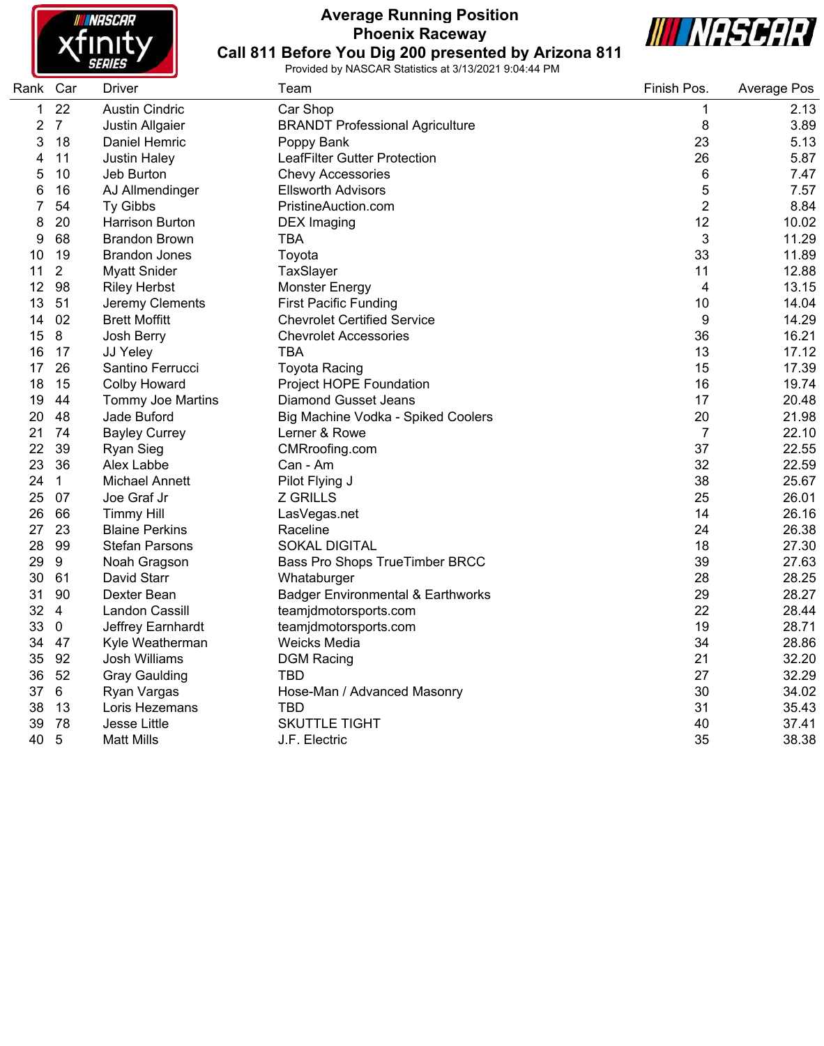# Average Running Position

## Phoenix Raceway

## Call 811 Before You Dig 200 presented by Arizona 811

Provided by NASCAR Statistics at 3/13/2021 9:04:44 PM

| Rank | Car | Driver | Team | Finish Pos. | Average Pos |
|---|---|---|---|---|---|
| 1 | 22 | Austin Cindric | Car Shop | 1 | 2.13 |
| 2 | 7 | Justin Allgaier | BRANDT Professional Agriculture | 8 | 3.89 |
| 3 | 18 | Daniel Hemric | Poppy Bank | 23 | 5.13 |
| 4 | 11 | Justin Haley | LeafFilter Gutter Protection | 26 | 5.87 |
| 5 | 10 | Jeb Burton | Chevy Accessories | 6 | 7.47 |
| 6 | 16 | AJ Allmendinger | Ellsworth Advisors | 5 | 7.57 |
| 7 | 54 | Ty Gibbs | PristineAuction.com | 2 | 8.84 |
| 8 | 20 | Harrison Burton | DEX Imaging | 12 | 10.02 |
| 9 | 68 | Brandon Brown | TBA | 3 | 11.29 |
| 10 | 19 | Brandon Jones | Toyota | 33 | 11.89 |
| 11 | 2 | Myatt Snider | TaxSlayer | 11 | 12.88 |
| 12 | 98 | Riley Herbst | Monster Energy | 4 | 13.15 |
| 13 | 51 | Jeremy Clements | First Pacific Funding | 10 | 14.04 |
| 14 | 02 | Brett Moffitt | Chevrolet Certified Service | 9 | 14.29 |
| 15 | 8 | Josh Berry | Chevrolet Accessories | 36 | 16.21 |
| 16 | 17 | JJ Yeley | TBA | 13 | 17.12 |
| 17 | 26 | Santino Ferrucci | Toyota Racing | 15 | 17.39 |
| 18 | 15 | Colby Howard | Project HOPE Foundation | 16 | 19.74 |
| 19 | 44 | Tommy Joe Martins | Diamond Gusset Jeans | 17 | 20.48 |
| 20 | 48 | Jade Buford | Big Machine Vodka - Spiked Coolers | 20 | 21.98 |
| 21 | 74 | Bayley Currey | Lerner & Rowe | 7 | 22.10 |
| 22 | 39 | Ryan Sieg | CMRroofing.com | 37 | 22.55 |
| 23 | 36 | Alex Labbe | Can - Am | 32 | 22.59 |
| 24 | 1 | Michael Annett | Pilot Flying J | 38 | 25.67 |
| 25 | 07 | Joe Graf Jr | Z GRILLS | 25 | 26.01 |
| 26 | 66 | Timmy Hill | LasVegas.net | 14 | 26.16 |
| 27 | 23 | Blaine Perkins | Raceline | 24 | 26.38 |
| 28 | 99 | Stefan Parsons | SOKAL DIGITAL | 18 | 27.30 |
| 29 | 9 | Noah Gragson | Bass Pro Shops TrueTimber BRCC | 39 | 27.63 |
| 30 | 61 | David Starr | Whataburger | 28 | 28.25 |
| 31 | 90 | Dexter Bean | Badger Environmental & Earthworks | 29 | 28.27 |
| 32 | 4 | Landon Cassill | teamjdmotorsports.com | 22 | 28.44 |
| 33 | 0 | Jeffrey Earnhardt | teamjdmotorsports.com | 19 | 28.71 |
| 34 | 47 | Kyle Weatherman | Weicks Media | 34 | 28.86 |
| 35 | 92 | Josh Williams | DGM Racing | 21 | 32.20 |
| 36 | 52 | Gray Gaulding | TBD | 27 | 32.29 |
| 37 | 6 | Ryan Vargas | Hose-Man / Advanced Masonry | 30 | 34.02 |
| 38 | 13 | Loris Hezemans | TBD | 31 | 35.43 |
| 39 | 78 | Jesse Little | SKUTTLE TIGHT | 40 | 37.41 |
| 40 | 5 | Matt Mills | J.F. Electric | 35 | 38.38 |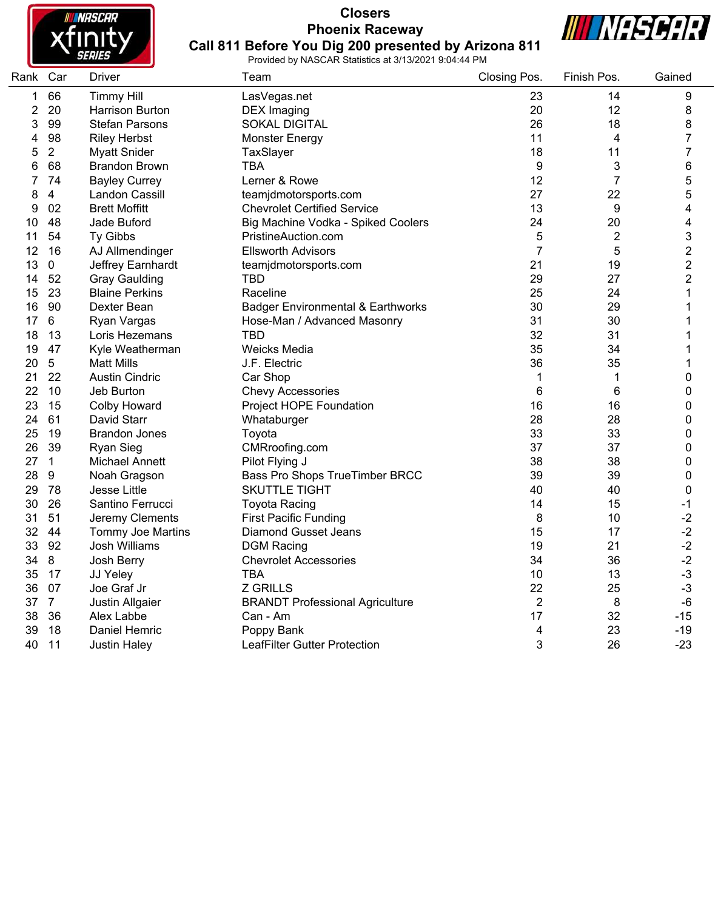# Closers

## Phoenix Raceway

## Call 811 Before You Dig 200 presented by Arizona 811

Provided by NASCAR Statistics at 3/13/2021 9:04:44 PM

| Rank | Car | Driver | Team | Closing Pos. | Finish Pos. | Gained |
|---|---|---|---|---|---|---|
| 1 | 66 | Timmy Hill | LasVegas.net | 23 | 14 | 9 |
| 2 | 20 | Harrison Burton | DEX Imaging | 20 | 12 | 8 |
| 3 | 99 | Stefan Parsons | SOKAL DIGITAL | 26 | 18 | 8 |
| 4 | 98 | Riley Herbst | Monster Energy | 11 | 4 | 7 |
| 5 | 2 | Myatt Snider | TaxSlayer | 18 | 11 | 7 |
| 6 | 68 | Brandon Brown | TBA | 9 | 3 | 6 |
| 7 | 74 | Bayley Currey | Lerner & Rowe | 12 | 7 | 5 |
| 8 | 4 | Landon Cassill | teamjdmotorsports.com | 27 | 22 | 5 |
| 9 | 02 | Brett Moffitt | Chevrolet Certified Service | 13 | 9 | 4 |
| 10 | 48 | Jade Buford | Big Machine Vodka - Spiked Coolers | 24 | 20 | 4 |
| 11 | 54 | Ty Gibbs | PristineAuction.com | 5 | 2 | 3 |
| 12 | 16 | AJ Allmendinger | Ellsworth Advisors | 7 | 5 | 2 |
| 13 | 0 | Jeffrey Earnhardt | teamjdmotorsports.com | 21 | 19 | 2 |
| 14 | 52 | Gray Gaulding | TBD | 29 | 27 | 2 |
| 15 | 23 | Blaine Perkins | Raceline | 25 | 24 | 1 |
| 16 | 90 | Dexter Bean | Badger Environmental & Earthworks | 30 | 29 | 1 |
| 17 | 6 | Ryan Vargas | Hose-Man / Advanced Masonry | 31 | 30 | 1 |
| 18 | 13 | Loris Hezemans | TBD | 32 | 31 | 1 |
| 19 | 47 | Kyle Weatherman | Weicks Media | 35 | 34 | 1 |
| 20 | 5 | Matt Mills | J.F. Electric | 36 | 35 | 1 |
| 21 | 22 | Austin Cindric | Car Shop | 1 | 1 | 0 |
| 22 | 10 | Jeb Burton | Chevy Accessories | 6 | 6 | 0 |
| 23 | 15 | Colby Howard | Project HOPE Foundation | 16 | 16 | 0 |
| 24 | 61 | David Starr | Whataburger | 28 | 28 | 0 |
| 25 | 19 | Brandon Jones | Toyota | 33 | 33 | 0 |
| 26 | 39 | Ryan Sieg | CMRroofing.com | 37 | 37 | 0 |
| 27 | 1 | Michael Annett | Pilot Flying J | 38 | 38 | 0 |
| 28 | 9 | Noah Gragson | Bass Pro Shops TrueTimber BRCC | 39 | 39 | 0 |
| 29 | 78 | Jesse Little | SKUTTLE TIGHT | 40 | 40 | 0 |
| 30 | 26 | Santino Ferrucci | Toyota Racing | 14 | 15 | -1 |
| 31 | 51 | Jeremy Clements | First Pacific Funding | 8 | 10 | -2 |
| 32 | 44 | Tommy Joe Martins | Diamond Gusset Jeans | 15 | 17 | -2 |
| 33 | 92 | Josh Williams | DGM Racing | 19 | 21 | -2 |
| 34 | 8 | Josh Berry | Chevrolet Accessories | 34 | 36 | -2 |
| 35 | 17 | JJ Yeley | TBA | 10 | 13 | -3 |
| 36 | 07 | Joe Graf Jr | Z GRILLS | 22 | 25 | -3 |
| 37 | 7 | Justin Allgaier | BRANDT Professional Agriculture | 2 | 8 | -6 |
| 38 | 36 | Alex Labbe | Can - Am | 17 | 32 | -15 |
| 39 | 18 | Daniel Hemric | Poppy Bank | 4 | 23 | -19 |
| 40 | 11 | Justin Haley | LeafFilter Gutter Protection | 3 | 26 | -23 |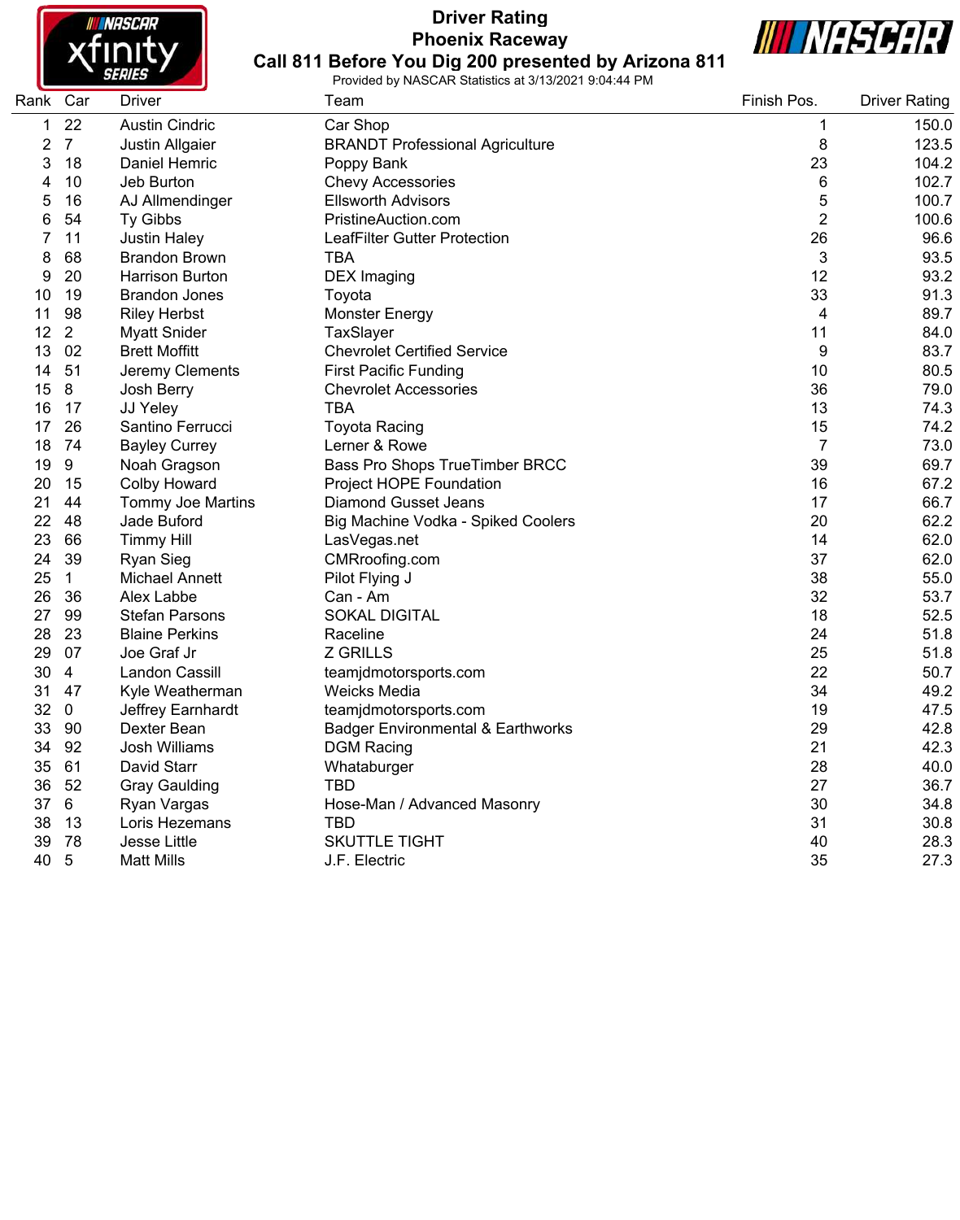# Driver Rating

## Phoenix Raceway

## Call 811 Before You Dig 200 presented by Arizona 811

Provided by NASCAR Statistics at 3/13/2021 9:04:44 PM

| Rank | Car | Driver | Team | Finish Pos. | Driver Rating |
|---|---|---|---|---|---|
| 1 | 22 | Austin Cindric | Car Shop | 1 | 150.0 |
| 2 | 7 | Justin Allgaier | BRANDT Professional Agriculture | 8 | 123.5 |
| 3 | 18 | Daniel Hemric | Poppy Bank | 23 | 104.2 |
| 4 | 10 | Jeb Burton | Chevy Accessories | 6 | 102.7 |
| 5 | 16 | AJ Allmendinger | Ellsworth Advisors | 5 | 100.7 |
| 6 | 54 | Ty Gibbs | PristineAuction.com | 2 | 100.6 |
| 7 | 11 | Justin Haley | LeafFilter Gutter Protection | 26 | 96.6 |
| 8 | 68 | Brandon Brown | TBA | 3 | 93.5 |
| 9 | 20 | Harrison Burton | DEX Imaging | 12 | 93.2 |
| 10 | 19 | Brandon Jones | Toyota | 33 | 91.3 |
| 11 | 98 | Riley Herbst | Monster Energy | 4 | 89.7 |
| 12 | 2 | Myatt Snider | TaxSlayer | 11 | 84.0 |
| 13 | 02 | Brett Moffitt | Chevrolet Certified Service | 9 | 83.7 |
| 14 | 51 | Jeremy Clements | First Pacific Funding | 10 | 80.5 |
| 15 | 8 | Josh Berry | Chevrolet Accessories | 36 | 79.0 |
| 16 | 17 | JJ Yeley | TBA | 13 | 74.3 |
| 17 | 26 | Santino Ferrucci | Toyota Racing | 15 | 74.2 |
| 18 | 74 | Bayley Currey | Lerner & Rowe | 7 | 73.0 |
| 19 | 9 | Noah Gragson | Bass Pro Shops TrueTimber BRCC | 39 | 69.7 |
| 20 | 15 | Colby Howard | Project HOPE Foundation | 16 | 67.2 |
| 21 | 44 | Tommy Joe Martins | Diamond Gusset Jeans | 17 | 66.7 |
| 22 | 48 | Jade Buford | Big Machine Vodka - Spiked Coolers | 20 | 62.2 |
| 23 | 66 | Timmy Hill | LasVegas.net | 14 | 62.0 |
| 24 | 39 | Ryan Sieg | CMRroofing.com | 37 | 62.0 |
| 25 | 1 | Michael Annett | Pilot Flying J | 38 | 55.0 |
| 26 | 36 | Alex Labbe | Can - Am | 32 | 53.7 |
| 27 | 99 | Stefan Parsons | SOKAL DIGITAL | 18 | 52.5 |
| 28 | 23 | Blaine Perkins | Raceline | 24 | 51.8 |
| 29 | 07 | Joe Graf Jr | Z GRILLS | 25 | 51.8 |
| 30 | 4 | Landon Cassill | teamjdmotorsports.com | 22 | 50.7 |
| 31 | 47 | Kyle Weatherman | Weicks Media | 34 | 49.2 |
| 32 | 0 | Jeffrey Earnhardt | teamjdmotorsports.com | 19 | 47.5 |
| 33 | 90 | Dexter Bean | Badger Environmental & Earthworks | 29 | 42.8 |
| 34 | 92 | Josh Williams | DGM Racing | 21 | 42.3 |
| 35 | 61 | David Starr | Whataburger | 28 | 40.0 |
| 36 | 52 | Gray Gaulding | TBD | 27 | 36.7 |
| 37 | 6 | Ryan Vargas | Hose-Man / Advanced Masonry | 30 | 34.8 |
| 38 | 13 | Loris Hezemans | TBD | 31 | 30.8 |
| 39 | 78 | Jesse Little | SKUTTLE TIGHT | 40 | 28.3 |
| 40 | 5 | Matt Mills | J.F. Electric | 35 | 27.3 |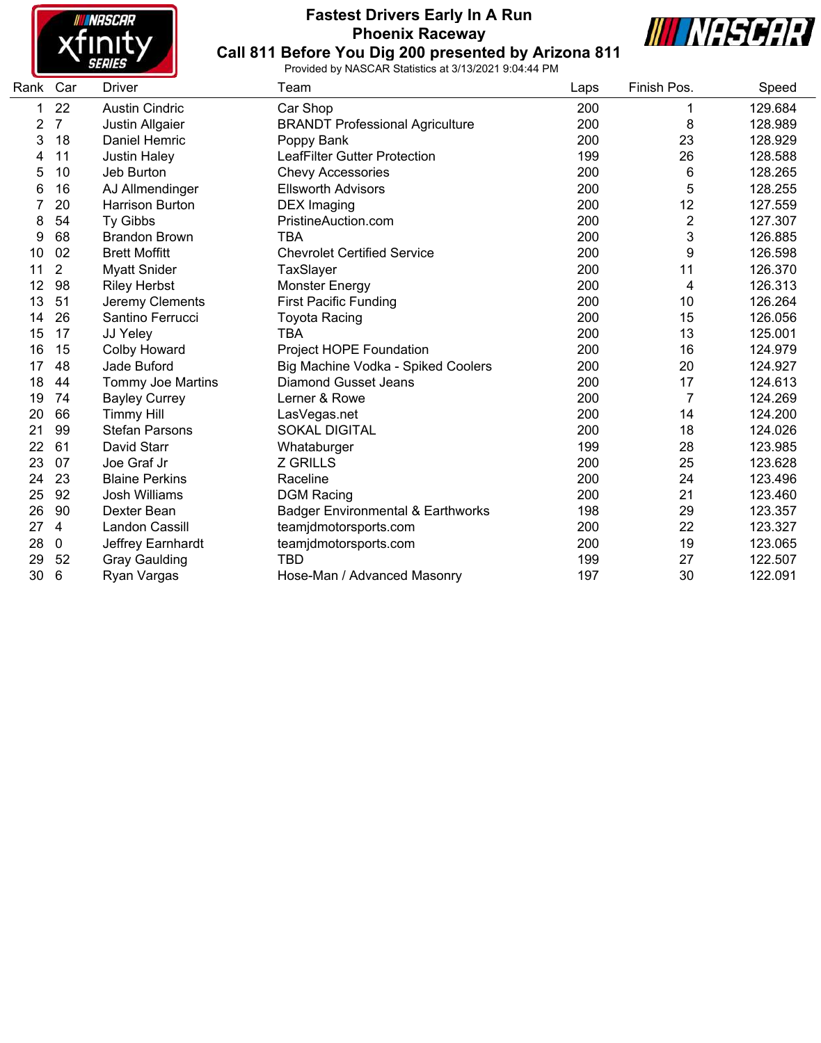# Fastest Drivers Early In A Run

## Phoenix Raceway

## Call 811 Before You Dig 200 presented by Arizona 811

Provided by NASCAR Statistics at 3/13/2021 9:04:44 PM

| Rank | Car | Driver | Team | Laps | Finish Pos. | Speed |
|---|---|---|---|---|---|---|
| 1 | 22 | Austin Cindric | Car Shop | 200 | 1 | 129.684 |
| 2 | 7 | Justin Allgaier | BRANDT Professional Agriculture | 200 | 8 | 128.989 |
| 3 | 18 | Daniel Hemric | Poppy Bank | 200 | 23 | 128.929 |
| 4 | 11 | Justin Haley | LeafFilter Gutter Protection | 199 | 26 | 128.588 |
| 5 | 10 | Jeb Burton | Chevy Accessories | 200 | 6 | 128.265 |
| 6 | 16 | AJ Allmendinger | Ellsworth Advisors | 200 | 5 | 128.255 |
| 7 | 20 | Harrison Burton | DEX Imaging | 200 | 12 | 127.559 |
| 8 | 54 | Ty Gibbs | PristineAuction.com | 200 | 2 | 127.307 |
| 9 | 68 | Brandon Brown | TBA | 200 | 3 | 126.885 |
| 10 | 02 | Brett Moffitt | Chevrolet Certified Service | 200 | 9 | 126.598 |
| 11 | 2 | Myatt Snider | TaxSlayer | 200 | 11 | 126.370 |
| 12 | 98 | Riley Herbst | Monster Energy | 200 | 4 | 126.313 |
| 13 | 51 | Jeremy Clements | First Pacific Funding | 200 | 10 | 126.264 |
| 14 | 26 | Santino Ferrucci | Toyota Racing | 200 | 15 | 126.056 |
| 15 | 17 | JJ Yeley | TBA | 200 | 13 | 125.001 |
| 16 | 15 | Colby Howard | Project HOPE Foundation | 200 | 16 | 124.979 |
| 17 | 48 | Jade Buford | Big Machine Vodka - Spiked Coolers | 200 | 20 | 124.927 |
| 18 | 44 | Tommy Joe Martins | Diamond Gusset Jeans | 200 | 17 | 124.613 |
| 19 | 74 | Bayley Currey | Lerner & Rowe | 200 | 7 | 124.269 |
| 20 | 66 | Timmy Hill | LasVegas.net | 200 | 14 | 124.200 |
| 21 | 99 | Stefan Parsons | SOKAL DIGITAL | 200 | 18 | 124.026 |
| 22 | 61 | David Starr | Whataburger | 199 | 28 | 123.985 |
| 23 | 07 | Joe Graf Jr | Z GRILLS | 200 | 25 | 123.628 |
| 24 | 23 | Blaine Perkins | Raceline | 200 | 24 | 123.496 |
| 25 | 92 | Josh Williams | DGM Racing | 200 | 21 | 123.460 |
| 26 | 90 | Dexter Bean | Badger Environmental & Earthworks | 198 | 29 | 123.357 |
| 27 | 4 | Landon Cassill | teamjdmotorsports.com | 200 | 22 | 123.327 |
| 28 | 0 | Jeffrey Earnhardt | teamjdmotorsports.com | 200 | 19 | 123.065 |
| 29 | 52 | Gray Gaulding | TBD | 199 | 27 | 122.507 |
| 30 | 6 | Ryan Vargas | Hose-Man / Advanced Masonry | 197 | 30 | 122.091 |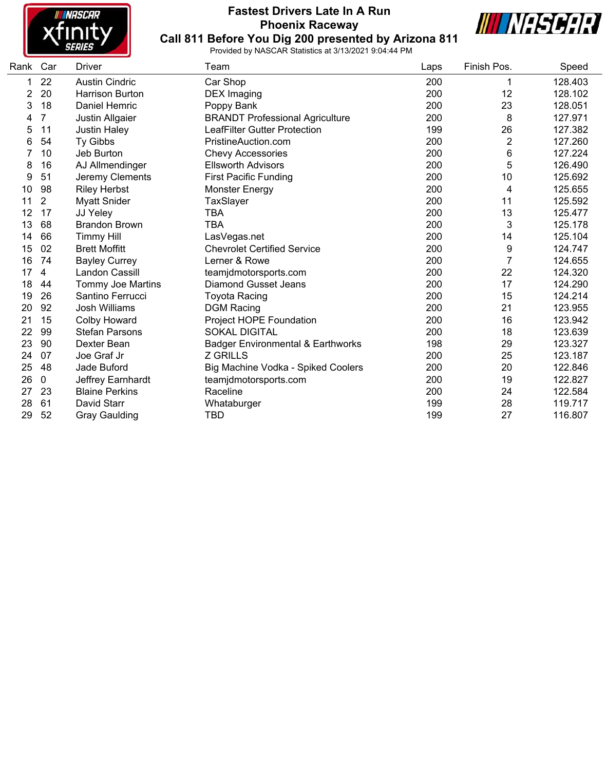# Fastest Drivers Late In A Run

## Phoenix Raceway

## Call 811 Before You Dig 200 presented by Arizona 811

Provided by NASCAR Statistics at 3/13/2021 9:04:44 PM

| Rank | Car | Driver | Team | Laps | Finish Pos. | Speed |
|---|---|---|---|---|---|---|
| 1 | 22 | Austin Cindric | Car Shop | 200 | 1 | 128.403 |
| 2 | 20 | Harrison Burton | DEX Imaging | 200 | 12 | 128.102 |
| 3 | 18 | Daniel Hemric | Poppy Bank | 200 | 23 | 128.051 |
| 4 | 7 | Justin Allgaier | BRANDT Professional Agriculture | 200 | 8 | 127.971 |
| 5 | 11 | Justin Haley | LeafFilter Gutter Protection | 199 | 26 | 127.382 |
| 6 | 54 | Ty Gibbs | PristineAuction.com | 200 | 2 | 127.260 |
| 7 | 10 | Jeb Burton | Chevy Accessories | 200 | 6 | 127.224 |
| 8 | 16 | AJ Allmendinger | Ellsworth Advisors | 200 | 5 | 126.490 |
| 9 | 51 | Jeremy Clements | First Pacific Funding | 200 | 10 | 125.692 |
| 10 | 98 | Riley Herbst | Monster Energy | 200 | 4 | 125.655 |
| 11 | 2 | Myatt Snider | TaxSlayer | 200 | 11 | 125.592 |
| 12 | 17 | JJ Yeley | TBA | 200 | 13 | 125.477 |
| 13 | 68 | Brandon Brown | TBA | 200 | 3 | 125.178 |
| 14 | 66 | Timmy Hill | LasVegas.net | 200 | 14 | 125.104 |
| 15 | 02 | Brett Moffitt | Chevrolet Certified Service | 200 | 9 | 124.747 |
| 16 | 74 | Bayley Currey | Lerner & Rowe | 200 | 7 | 124.655 |
| 17 | 4 | Landon Cassill | teamjdmotorsports.com | 200 | 22 | 124.320 |
| 18 | 44 | Tommy Joe Martins | Diamond Gusset Jeans | 200 | 17 | 124.290 |
| 19 | 26 | Santino Ferrucci | Toyota Racing | 200 | 15 | 124.214 |
| 20 | 92 | Josh Williams | DGM Racing | 200 | 21 | 123.955 |
| 21 | 15 | Colby Howard | Project HOPE Foundation | 200 | 16 | 123.942 |
| 22 | 99 | Stefan Parsons | SOKAL DIGITAL | 200 | 18 | 123.639 |
| 23 | 90 | Dexter Bean | Badger Environmental & Earthworks | 198 | 29 | 123.327 |
| 24 | 07 | Joe Graf Jr | Z GRILLS | 200 | 25 | 123.187 |
| 25 | 48 | Jade Buford | Big Machine Vodka - Spiked Coolers | 200 | 20 | 122.846 |
| 26 | 0 | Jeffrey Earnhardt | teamjdmotorsports.com | 200 | 19 | 122.827 |
| 27 | 23 | Blaine Perkins | Raceline | 200 | 24 | 122.584 |
| 28 | 61 | David Starr | Whataburger | 199 | 28 | 119.717 |
| 29 | 52 | Gray Gaulding | TBD | 199 | 27 | 116.807 |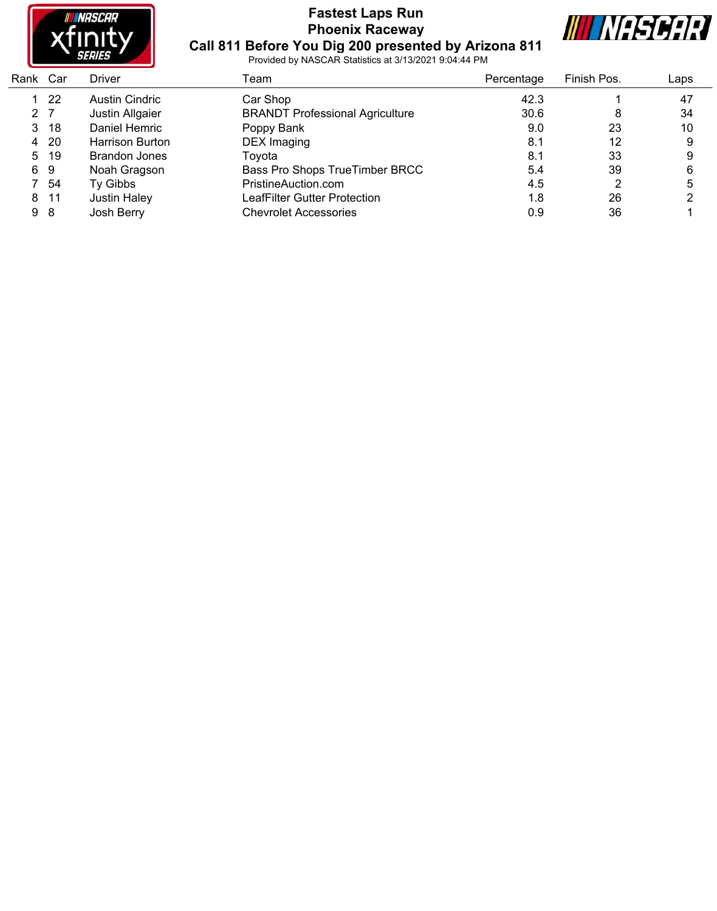# Fastest Laps Run

## Phoenix Raceway

## Call 811 Before You Dig 200 presented by Arizona 811

Provided by NASCAR Statistics at 3/13/2021 9:04:44 PM

| Rank | Car | Driver | Team | Percentage | Finish Pos. | Laps |
|---|---|---|---|---|---|---|
| 1 | 22 | Austin Cindric | Car Shop | 42.3 | 1 | 47 |
| 2 | 7 | Justin Allgaier | BRANDT Professional Agriculture | 30.6 | 8 | 34 |
| 3 | 18 | Daniel Hemric | Poppy Bank | 9.0 | 23 | 10 |
| 4 | 20 | Harrison Burton | DEX Imaging | 8.1 | 12 | 9 |
| 5 | 19 | Brandon Jones | Toyota | 8.1 | 33 | 9 |
| 6 | 9 | Noah Gragson | Bass Pro Shops TrueTimber BRCC | 5.4 | 39 | 6 |
| 7 | 54 | Ty Gibbs | PristineAuction.com | 4.5 | 2 | 5 |
| 8 | 11 | Justin Haley | LeafFilter Gutter Protection | 1.8 | 26 | 2 |
| 9 | 8 | Josh Berry | Chevrolet Accessories | 0.9 | 36 | 1 |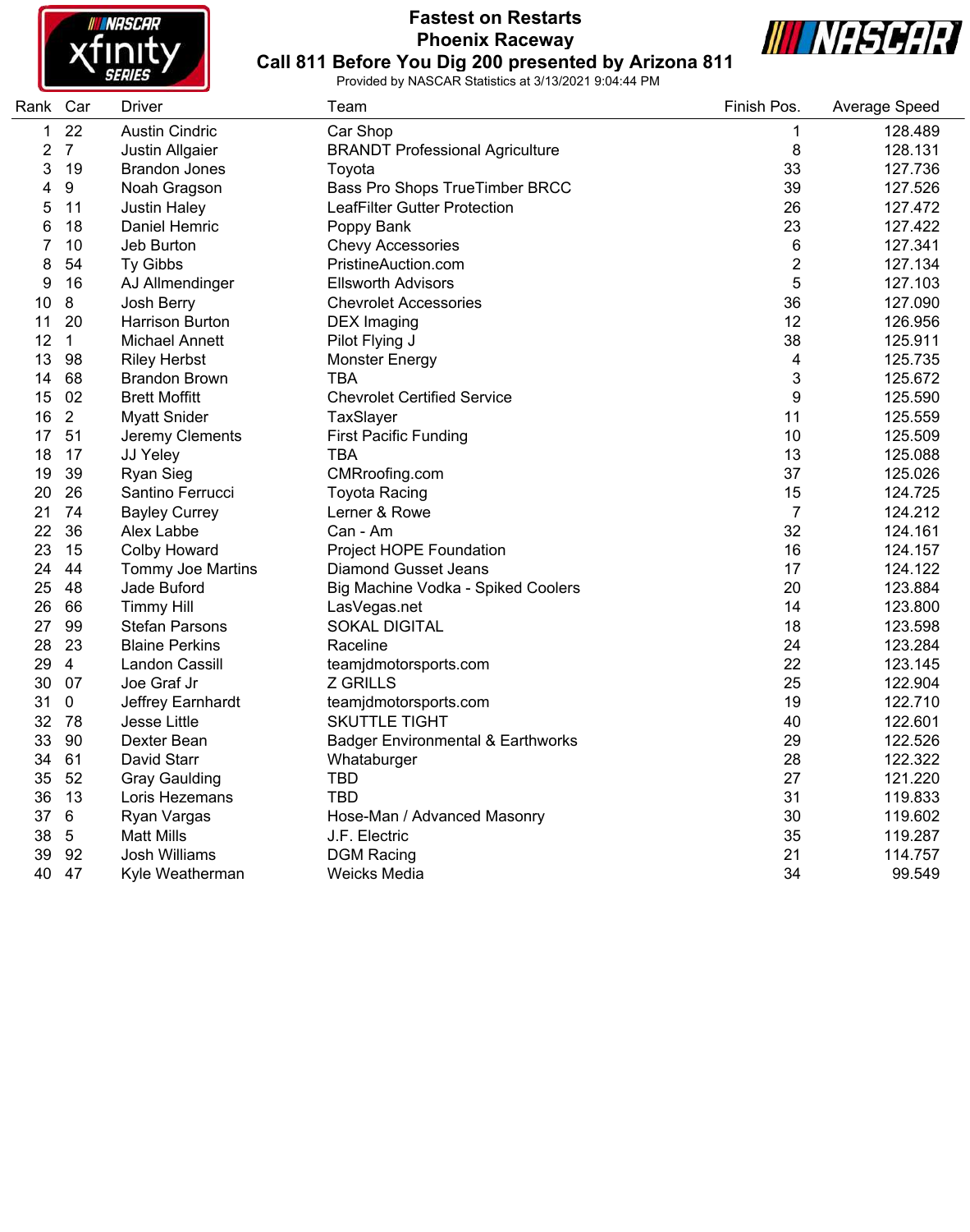# Fastest on Restarts
## Phoenix Raceway
## Call 811 Before You Dig 200 presented by Arizona 811

Provided by NASCAR Statistics at 3/13/2021 9:04:44 PM

| Rank | Car | Driver | Team | Finish Pos. | Average Speed |
|---|---|---|---|---|---|
| 1 | 22 | Austin Cindric | Car Shop | 1 | 128.489 |
| 2 | 7 | Justin Allgaier | BRANDT Professional Agriculture | 8 | 128.131 |
| 3 | 19 | Brandon Jones | Toyota | 33 | 127.736 |
| 4 | 9 | Noah Gragson | Bass Pro Shops TrueTimber BRCC | 39 | 127.526 |
| 5 | 11 | Justin Haley | LeafFilter Gutter Protection | 26 | 127.472 |
| 6 | 18 | Daniel Hemric | Poppy Bank | 23 | 127.422 |
| 7 | 10 | Jeb Burton | Chevy Accessories | 6 | 127.341 |
| 8 | 54 | Ty Gibbs | PristineAuction.com | 2 | 127.134 |
| 9 | 16 | AJ Allmendinger | Ellsworth Advisors | 5 | 127.103 |
| 10 | 8 | Josh Berry | Chevrolet Accessories | 36 | 127.090 |
| 11 | 20 | Harrison Burton | DEX Imaging | 12 | 126.956 |
| 12 | 1 | Michael Annett | Pilot Flying J | 38 | 125.911 |
| 13 | 98 | Riley Herbst | Monster Energy | 4 | 125.735 |
| 14 | 68 | Brandon Brown | TBA | 3 | 125.672 |
| 15 | 02 | Brett Moffitt | Chevrolet Certified Service | 9 | 125.590 |
| 16 | 2 | Myatt Snider | TaxSlayer | 11 | 125.559 |
| 17 | 51 | Jeremy Clements | First Pacific Funding | 10 | 125.509 |
| 18 | 17 | JJ Yeley | TBA | 13 | 125.088 |
| 19 | 39 | Ryan Sieg | CMRroofing.com | 37 | 125.026 |
| 20 | 26 | Santino Ferrucci | Toyota Racing | 15 | 124.725 |
| 21 | 74 | Bayley Currey | Lerner & Rowe | 7 | 124.212 |
| 22 | 36 | Alex Labbe | Can - Am | 32 | 124.161 |
| 23 | 15 | Colby Howard | Project HOPE Foundation | 16 | 124.157 |
| 24 | 44 | Tommy Joe Martins | Diamond Gusset Jeans | 17 | 124.122 |
| 25 | 48 | Jade Buford | Big Machine Vodka - Spiked Coolers | 20 | 123.884 |
| 26 | 66 | Timmy Hill | LasVegas.net | 14 | 123.800 |
| 27 | 99 | Stefan Parsons | SOKAL DIGITAL | 18 | 123.598 |
| 28 | 23 | Blaine Perkins | Raceline | 24 | 123.284 |
| 29 | 4 | Landon Cassill | teamjdmotorsports.com | 22 | 123.145 |
| 30 | 07 | Joe Graf Jr | Z GRILLS | 25 | 122.904 |
| 31 | 0 | Jeffrey Earnhardt | teamjdmotorsports.com | 19 | 122.710 |
| 32 | 78 | Jesse Little | SKUTTLE TIGHT | 40 | 122.601 |
| 33 | 90 | Dexter Bean | Badger Environmental & Earthworks | 29 | 122.526 |
| 34 | 61 | David Starr | Whataburger | 28 | 122.322 |
| 35 | 52 | Gray Gaulding | TBD | 27 | 121.220 |
| 36 | 13 | Loris Hezemans | TBD | 31 | 119.833 |
| 37 | 6 | Ryan Vargas | Hose-Man / Advanced Masonry | 30 | 119.602 |
| 38 | 5 | Matt Mills | J.F. Electric | 35 | 119.287 |
| 39 | 92 | Josh Williams | DGM Racing | 21 | 114.757 |
| 40 | 47 | Kyle Weatherman | Weicks Media | 34 | 99.549 |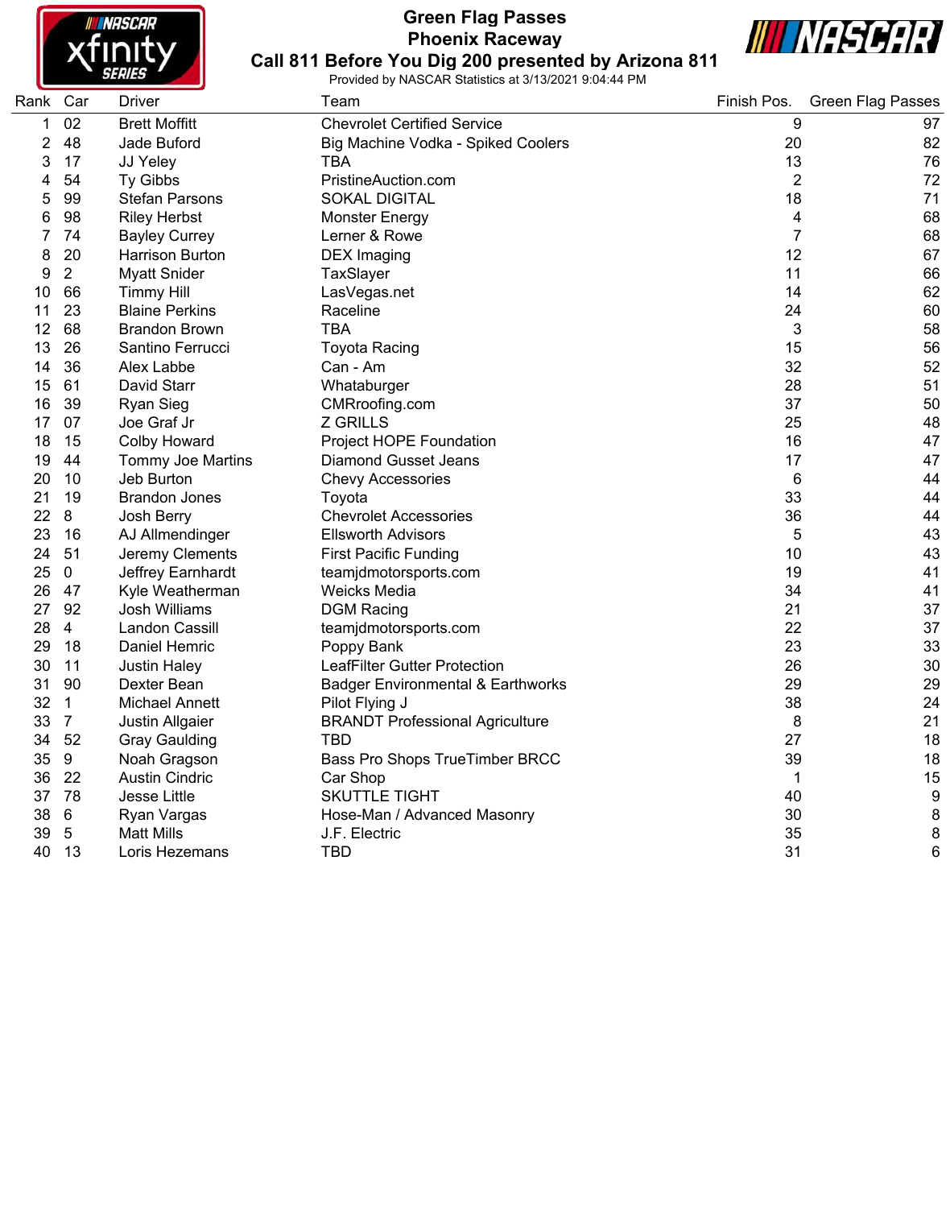# Green Flag Passes
## Phoenix Raceway
## Call 811 Before You Dig 200 presented by Arizona 811

Provided by NASCAR Statistics at 3/13/2021 9:04:44 PM

| Rank | Car | Driver | Team | Finish Pos. | Green Flag Passes |
|---|---|---|---|---|---|
| 1 | 02 | Brett Moffitt | Chevrolet Certified Service | 9 | 97 |
| 2 | 48 | Jade Buford | Big Machine Vodka - Spiked Coolers | 20 | 82 |
| 3 | 17 | JJ Yeley | TBA | 13 | 76 |
| 4 | 54 | Ty Gibbs | PristineAuction.com | 2 | 72 |
| 5 | 99 | Stefan Parsons | SOKAL DIGITAL | 18 | 71 |
| 6 | 98 | Riley Herbst | Monster Energy | 4 | 68 |
| 7 | 74 | Bayley Currey | Lerner & Rowe | 7 | 68 |
| 8 | 20 | Harrison Burton | DEX Imaging | 12 | 67 |
| 9 | 2 | Myatt Snider | TaxSlayer | 11 | 66 |
| 10 | 66 | Timmy Hill | LasVegas.net | 14 | 62 |
| 11 | 23 | Blaine Perkins | Raceline | 24 | 60 |
| 12 | 68 | Brandon Brown | TBA | 3 | 58 |
| 13 | 26 | Santino Ferrucci | Toyota Racing | 15 | 56 |
| 14 | 36 | Alex Labbe | Can - Am | 32 | 52 |
| 15 | 61 | David Starr | Whataburger | 28 | 51 |
| 16 | 39 | Ryan Sieg | CMRroofing.com | 37 | 50 |
| 17 | 07 | Joe Graf Jr | Z GRILLS | 25 | 48 |
| 18 | 15 | Colby Howard | Project HOPE Foundation | 16 | 47 |
| 19 | 44 | Tommy Joe Martins | Diamond Gusset Jeans | 17 | 47 |
| 20 | 10 | Jeb Burton | Chevy Accessories | 6 | 44 |
| 21 | 19 | Brandon Jones | Toyota | 33 | 44 |
| 22 | 8 | Josh Berry | Chevrolet Accessories | 36 | 44 |
| 23 | 16 | AJ Allmendinger | Ellsworth Advisors | 5 | 43 |
| 24 | 51 | Jeremy Clements | First Pacific Funding | 10 | 43 |
| 25 | 0 | Jeffrey Earnhardt | teamjdmotorsports.com | 19 | 41 |
| 26 | 47 | Kyle Weatherman | Weicks Media | 34 | 41 |
| 27 | 92 | Josh Williams | DGM Racing | 21 | 37 |
| 28 | 4 | Landon Cassill | teamjdmotorsports.com | 22 | 37 |
| 29 | 18 | Daniel Hemric | Poppy Bank | 23 | 33 |
| 30 | 11 | Justin Haley | LeafFilter Gutter Protection | 26 | 30 |
| 31 | 90 | Dexter Bean | Badger Environmental & Earthworks | 29 | 29 |
| 32 | 1 | Michael Annett | Pilot Flying J | 38 | 24 |
| 33 | 7 | Justin Allgaier | BRANDT Professional Agriculture | 8 | 21 |
| 34 | 52 | Gray Gaulding | TBD | 27 | 18 |
| 35 | 9 | Noah Gragson | Bass Pro Shops TrueTimber BRCC | 39 | 18 |
| 36 | 22 | Austin Cindric | Car Shop | 1 | 15 |
| 37 | 78 | Jesse Little | SKUTTLE TIGHT | 40 | 9 |
| 38 | 6 | Ryan Vargas | Hose-Man / Advanced Masonry | 30 | 8 |
| 39 | 5 | Matt Mills | J.F. Electric | 35 | 8 |
| 40 | 13 | Loris Hezemans | TBD | 31 | 6 |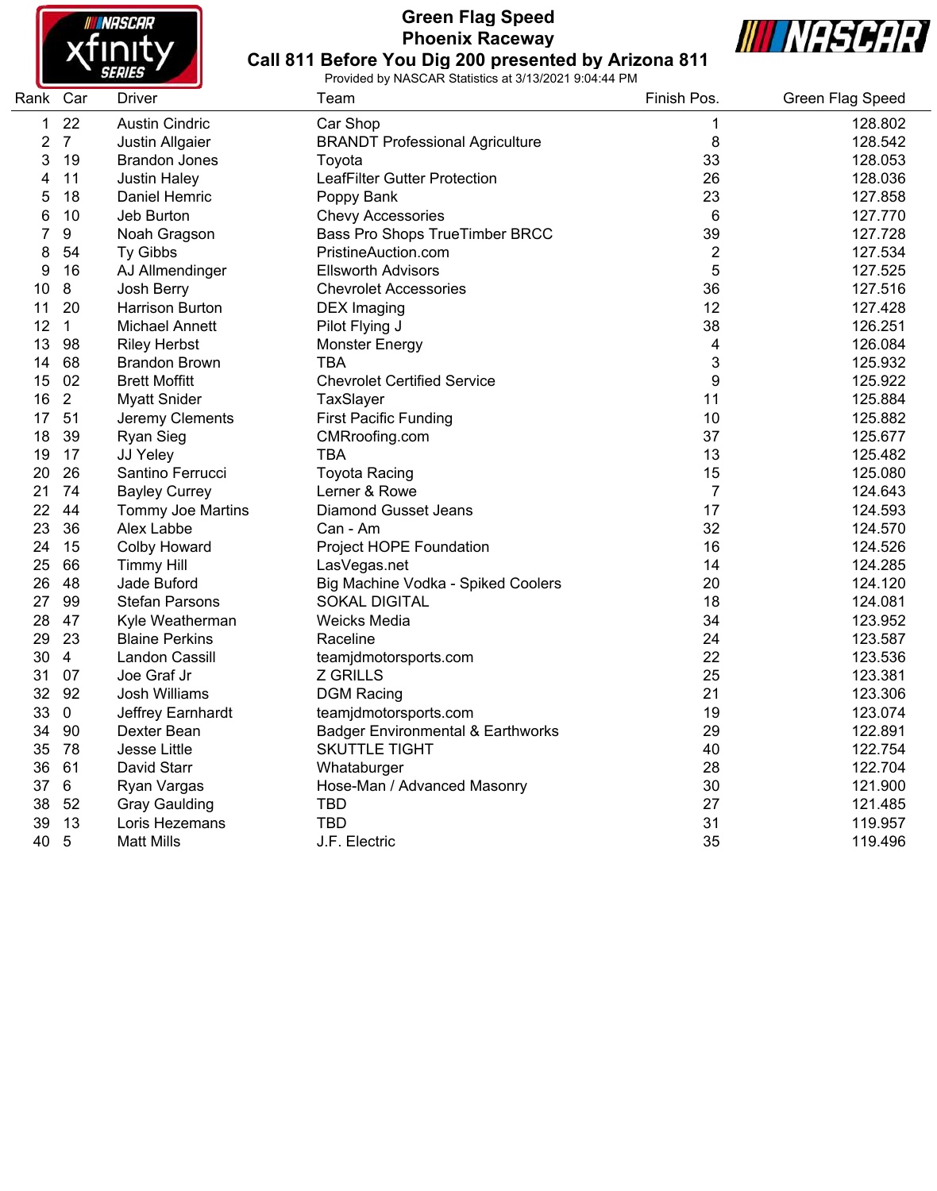# Green Flag Speed
## Phoenix Raceway
## Call 811 Before You Dig 200 presented by Arizona 811

Provided by NASCAR Statistics at 3/13/2021 9:04:44 PM

| Rank | Car | Driver | Team | Finish Pos. | Green Flag Speed |
|---|---|---|---|---|---|
| 1 | 22 | Austin Cindric | Car Shop | 1 | 128.802 |
| 2 | 7 | Justin Allgaier | BRANDT Professional Agriculture | 8 | 128.542 |
| 3 | 19 | Brandon Jones | Toyota | 33 | 128.053 |
| 4 | 11 | Justin Haley | LeafFilter Gutter Protection | 26 | 128.036 |
| 5 | 18 | Daniel Hemric | Poppy Bank | 23 | 127.858 |
| 6 | 10 | Jeb Burton | Chevy Accessories | 6 | 127.770 |
| 7 | 9 | Noah Gragson | Bass Pro Shops TrueTimber BRCC | 39 | 127.728 |
| 8 | 54 | Ty Gibbs | PristineAuction.com | 2 | 127.534 |
| 9 | 16 | AJ Allmendinger | Ellsworth Advisors | 5 | 127.525 |
| 10 | 8 | Josh Berry | Chevrolet Accessories | 36 | 127.516 |
| 11 | 20 | Harrison Burton | DEX Imaging | 12 | 127.428 |
| 12 | 1 | Michael Annett | Pilot Flying J | 38 | 126.251 |
| 13 | 98 | Riley Herbst | Monster Energy | 4 | 126.084 |
| 14 | 68 | Brandon Brown | TBA | 3 | 125.932 |
| 15 | 02 | Brett Moffitt | Chevrolet Certified Service | 9 | 125.922 |
| 16 | 2 | Myatt Snider | TaxSlayer | 11 | 125.884 |
| 17 | 51 | Jeremy Clements | First Pacific Funding | 10 | 125.882 |
| 18 | 39 | Ryan Sieg | CMRroofing.com | 37 | 125.677 |
| 19 | 17 | JJ Yeley | TBA | 13 | 125.482 |
| 20 | 26 | Santino Ferrucci | Toyota Racing | 15 | 125.080 |
| 21 | 74 | Bayley Currey | Lerner & Rowe | 7 | 124.643 |
| 22 | 44 | Tommy Joe Martins | Diamond Gusset Jeans | 17 | 124.593 |
| 23 | 36 | Alex Labbe | Can - Am | 32 | 124.570 |
| 24 | 15 | Colby Howard | Project HOPE Foundation | 16 | 124.526 |
| 25 | 66 | Timmy Hill | LasVegas.net | 14 | 124.285 |
| 26 | 48 | Jade Buford | Big Machine Vodka - Spiked Coolers | 20 | 124.120 |
| 27 | 99 | Stefan Parsons | SOKAL DIGITAL | 18 | 124.081 |
| 28 | 47 | Kyle Weatherman | Weicks Media | 34 | 123.952 |
| 29 | 23 | Blaine Perkins | Raceline | 24 | 123.587 |
| 30 | 4 | Landon Cassill | teamjdmotorsports.com | 22 | 123.536 |
| 31 | 07 | Joe Graf Jr | Z GRILLS | 25 | 123.381 |
| 32 | 92 | Josh Williams | DGM Racing | 21 | 123.306 |
| 33 | 0 | Jeffrey Earnhardt | teamjdmotorsports.com | 19 | 123.074 |
| 34 | 90 | Dexter Bean | Badger Environmental & Earthworks | 29 | 122.891 |
| 35 | 78 | Jesse Little | SKUTTLE TIGHT | 40 | 122.754 |
| 36 | 61 | David Starr | Whataburger | 28 | 122.704 |
| 37 | 6 | Ryan Vargas | Hose-Man / Advanced Masonry | 30 | 121.900 |
| 38 | 52 | Gray Gaulding | TBD | 27 | 121.485 |
| 39 | 13 | Loris Hezemans | TBD | 31 | 119.957 |
| 40 | 5 | Matt Mills | J.F. Electric | 35 | 119.496 |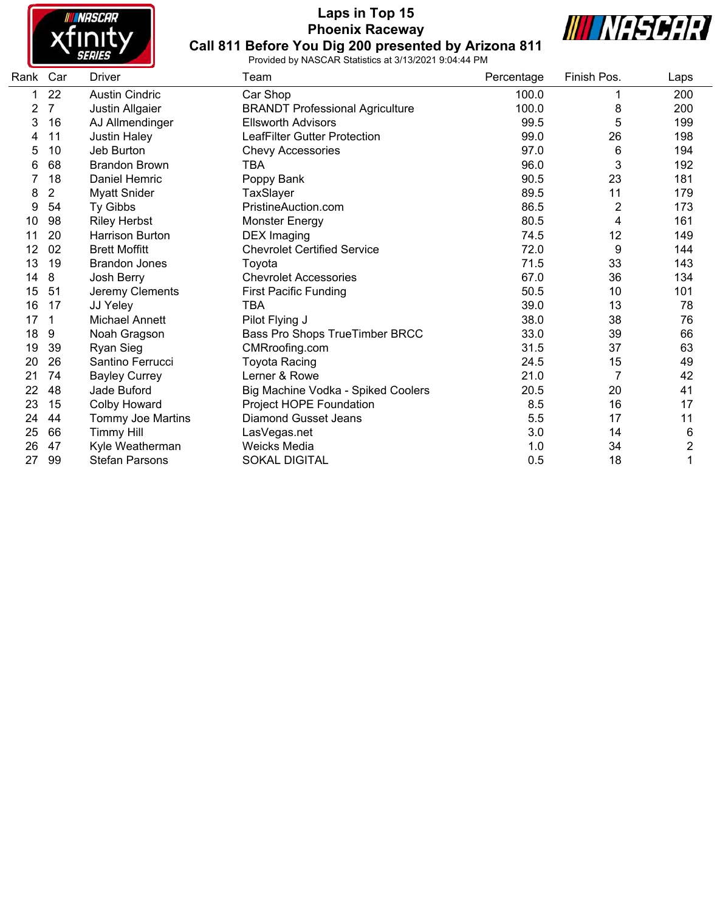# Laps in Top 15

## Phoenix Raceway

## Call 811 Before You Dig 200 presented by Arizona 811

Provided by NASCAR Statistics at 3/13/2021 9:04:44 PM

| Rank | Car | Driver | Team | Percentage | Finish Pos. | Laps |
|---|---|---|---|---|---|---|
| 1 | 22 | Austin Cindric | Car Shop | 100.0 | 1 | 200 |
| 2 | 7 | Justin Allgaier | BRANDT Professional Agriculture | 100.0 | 8 | 200 |
| 3 | 16 | AJ Allmendinger | Ellsworth Advisors | 99.5 | 5 | 199 |
| 4 | 11 | Justin Haley | LeafFilter Gutter Protection | 99.0 | 26 | 198 |
| 5 | 10 | Jeb Burton | Chevy Accessories | 97.0 | 6 | 194 |
| 6 | 68 | Brandon Brown | TBA | 96.0 | 3 | 192 |
| 7 | 18 | Daniel Hemric | Poppy Bank | 90.5 | 23 | 181 |
| 8 | 2 | Myatt Snider | TaxSlayer | 89.5 | 11 | 179 |
| 9 | 54 | Ty Gibbs | PristineAuction.com | 86.5 | 2 | 173 |
| 10 | 98 | Riley Herbst | Monster Energy | 80.5 | 4 | 161 |
| 11 | 20 | Harrison Burton | DEX Imaging | 74.5 | 12 | 149 |
| 12 | 02 | Brett Moffitt | Chevrolet Certified Service | 72.0 | 9 | 144 |
| 13 | 19 | Brandon Jones | Toyota | 71.5 | 33 | 143 |
| 14 | 8 | Josh Berry | Chevrolet Accessories | 67.0 | 36 | 134 |
| 15 | 51 | Jeremy Clements | First Pacific Funding | 50.5 | 10 | 101 |
| 16 | 17 | JJ Yeley | TBA | 39.0 | 13 | 78 |
| 17 | 1 | Michael Annett | Pilot Flying J | 38.0 | 38 | 76 |
| 18 | 9 | Noah Gragson | Bass Pro Shops TrueTimber BRCC | 33.0 | 39 | 66 |
| 19 | 39 | Ryan Sieg | CMRroofing.com | 31.5 | 37 | 63 |
| 20 | 26 | Santino Ferrucci | Toyota Racing | 24.5 | 15 | 49 |
| 21 | 74 | Bayley Currey | Lerner & Rowe | 21.0 | 7 | 42 |
| 22 | 48 | Jade Buford | Big Machine Vodka - Spiked Coolers | 20.5 | 20 | 41 |
| 23 | 15 | Colby Howard | Project HOPE Foundation | 8.5 | 16 | 17 |
| 24 | 44 | Tommy Joe Martins | Diamond Gusset Jeans | 5.5 | 17 | 11 |
| 25 | 66 | Timmy Hill | LasVegas.net | 3.0 | 14 | 6 |
| 26 | 47 | Kyle Weatherman | Weicks Media | 1.0 | 34 | 2 |
| 27 | 99 | Stefan Parsons | SOKAL DIGITAL | 0.5 | 18 | 1 |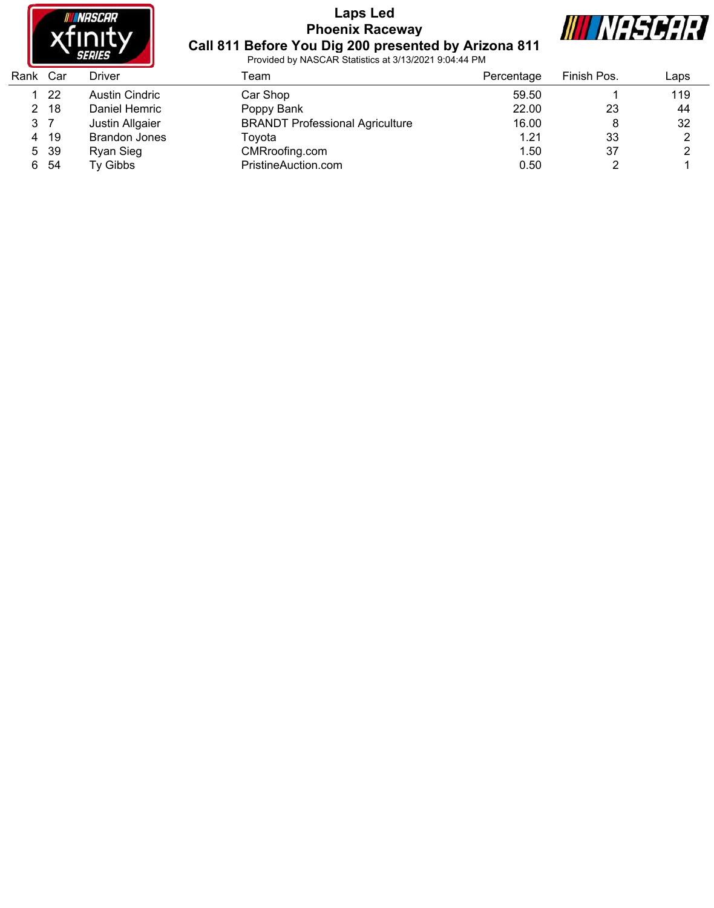# Laps Led

## Phoenix Raceway

## Call 811 Before You Dig 200 presented by Arizona 811

Provided by NASCAR Statistics at 3/13/2021 9:04:44 PM

| Rank | Car | Driver | Team | Percentage | Finish Pos. | Laps |
|---|---|---|---|---|---|---|
| 1 | 22 | Austin Cindric | Car Shop | 59.50 | 1 | 119 |
| 2 | 18 | Daniel Hemric | Poppy Bank | 22.00 | 23 | 44 |
| 3 | 7 | Justin Allgaier | BRANDT Professional Agriculture | 16.00 | 8 | 32 |
| 4 | 19 | Brandon Jones | Toyota | 1.21 | 33 | 2 |
| 5 | 39 | Ryan Sieg | CMRoofing.com | 1.50 | 37 | 2 |
| 6 | 54 | Ty Gibbs | PristineAuction.com | 0.50 | 2 | 1 |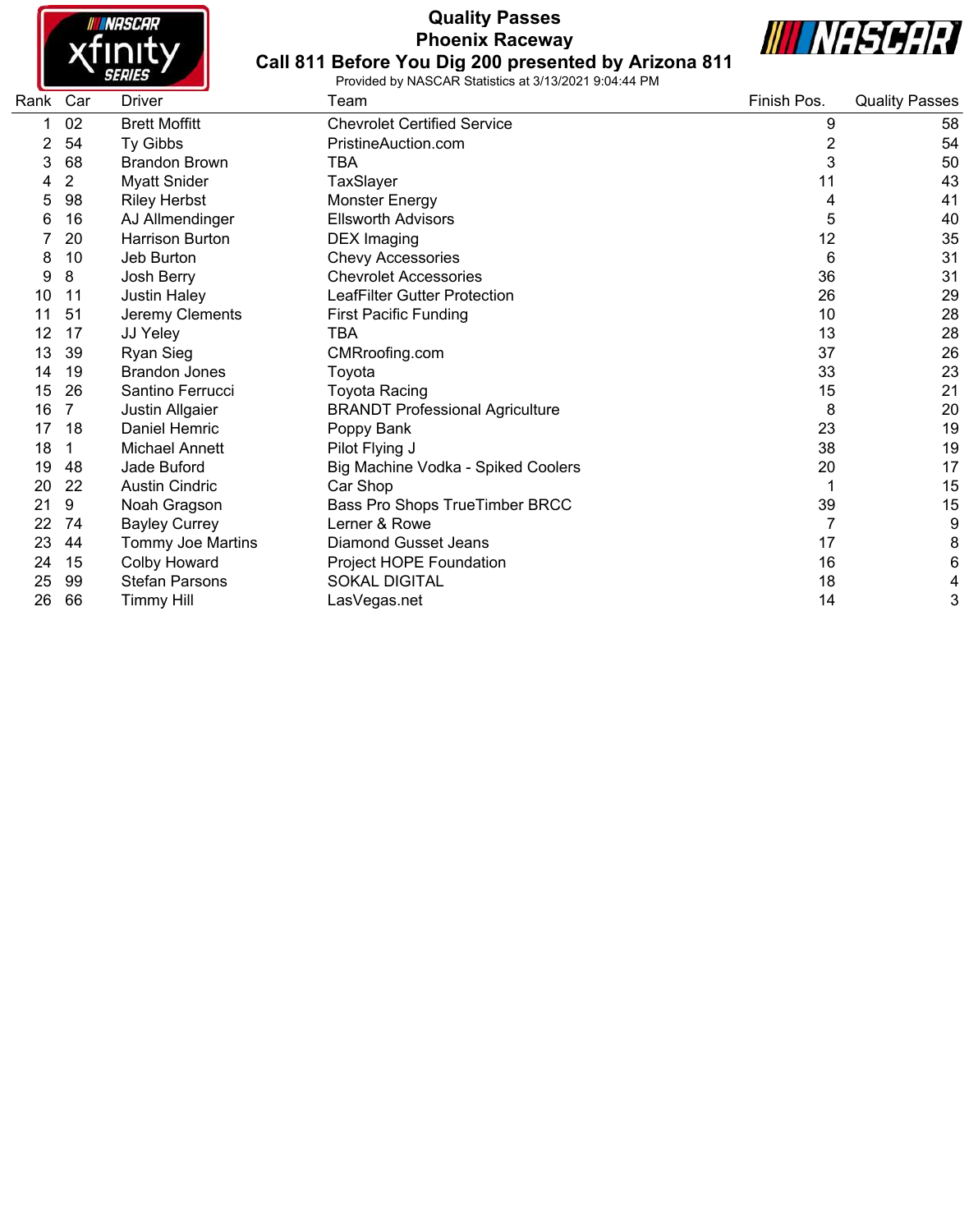# Quality Passes
## Phoenix Raceway
## Call 811 Before You Dig 200 presented by Arizona 811

Provided by NASCAR Statistics at 3/13/2021 9:04:44 PM

| Rank | Car | Driver | Team | Finish Pos. | Quality Passes |
|---|---|---|---|---|---|
| 1 | 02 | Brett Moffitt | Chevrolet Certified Service | 9 | 58 |
| 2 | 54 | Ty Gibbs | PristineAuction.com | 2 | 54 |
| 3 | 68 | Brandon Brown | TBA | 3 | 50 |
| 4 | 2 | Myatt Snider | TaxSlayer | 11 | 43 |
| 5 | 98 | Riley Herbst | Monster Energy | 4 | 41 |
| 6 | 16 | AJ Allmendinger | Ellsworth Advisors | 5 | 40 |
| 7 | 20 | Harrison Burton | DEX Imaging | 12 | 35 |
| 8 | 10 | Jeb Burton | Chevy Accessories | 6 | 31 |
| 9 | 8 | Josh Berry | Chevrolet Accessories | 36 | 31 |
| 10 | 11 | Justin Haley | LeafFilter Gutter Protection | 26 | 29 |
| 11 | 51 | Jeremy Clements | First Pacific Funding | 10 | 28 |
| 12 | 17 | JJ Yeley | TBA | 13 | 28 |
| 13 | 39 | Ryan Sieg | CMRroofing.com | 37 | 26 |
| 14 | 19 | Brandon Jones | Toyota | 33 | 23 |
| 15 | 26 | Santino Ferrucci | Toyota Racing | 15 | 21 |
| 16 | 7 | Justin Allgaier | BRANDT Professional Agriculture | 8 | 20 |
| 17 | 18 | Daniel Hemric | Poppy Bank | 23 | 19 |
| 18 | 1 | Michael Annett | Pilot Flying J | 38 | 19 |
| 19 | 48 | Jade Buford | Big Machine Vodka - Spiked Coolers | 20 | 17 |
| 20 | 22 | Austin Cindric | Car Shop | 1 | 15 |
| 21 | 9 | Noah Gragson | Bass Pro Shops TrueTimber BRCC | 39 | 15 |
| 22 | 74 | Bayley Currey | Lerner & Rowe | 7 | 9 |
| 23 | 44 | Tommy Joe Martins | Diamond Gusset Jeans | 17 | 8 |
| 24 | 15 | Colby Howard | Project HOPE Foundation | 16 | 6 |
| 25 | 99 | Stefan Parsons | SOKAL DIGITAL | 18 | 4 |
| 26 | 66 | Timmy Hill | LasVegas.net | 14 | 3 |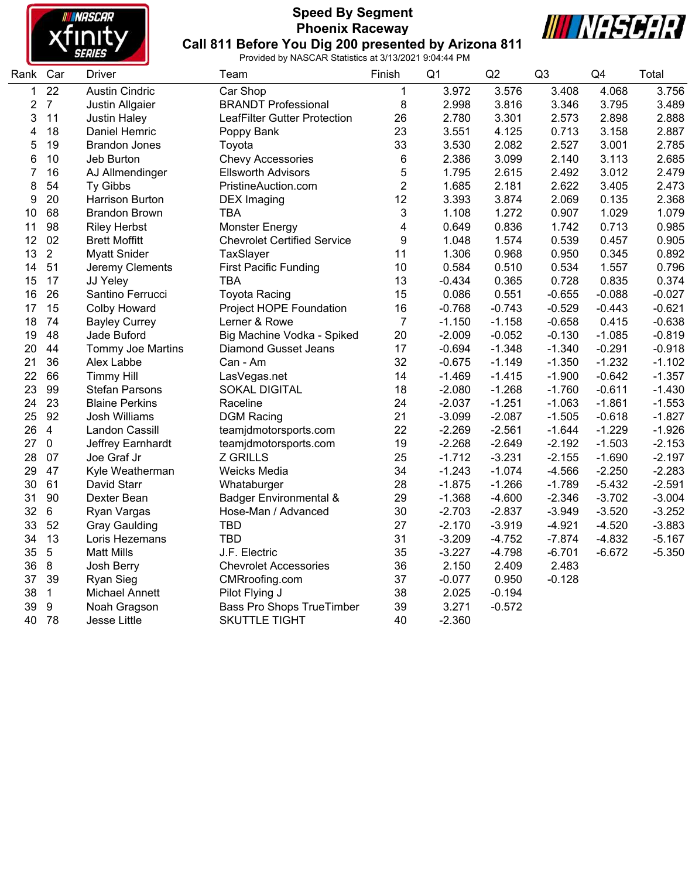## Speed By Segment
## Phoenix Raceway
## Call 811 Before You Dig 200 presented by Arizona 811

Provided by NASCAR Statistics at 3/13/2021 9:04:44 PM

| Rank | Car | Driver | Team | Finish | Q1 | Q2 | Q3 | Q4 | Total |
|---|---|---|---|---|---|---|---|---|---|
| 1 | 22 | Austin Cindric | Car Shop | 1 | 3.972 | 3.576 | 3.408 | 4.068 | 3.756 |
| 2 | 7 | Justin Allgaier | BRANDT Professional | 8 | 2.998 | 3.816 | 3.346 | 3.795 | 3.489 |
| 3 | 11 | Justin Haley | LeafFilter Gutter Protection | 26 | 2.780 | 3.301 | 2.573 | 2.898 | 2.888 |
| 4 | 18 | Daniel Hemric | Poppy Bank | 23 | 3.551 | 4.125 | 0.713 | 3.158 | 2.887 |
| 5 | 19 | Brandon Jones | Toyota | 33 | 3.530 | 2.082 | 2.527 | 3.001 | 2.785 |
| 6 | 10 | Jeb Burton | Chevy Accessories | 6 | 2.386 | 3.099 | 2.140 | 3.113 | 2.685 |
| 7 | 16 | AJ Allmendinger | Ellsworth Advisors | 5 | 1.795 | 2.615 | 2.492 | 3.012 | 2.479 |
| 8 | 54 | Ty Gibbs | PristineAuction.com | 2 | 1.685 | 2.181 | 2.622 | 3.405 | 2.473 |
| 9 | 20 | Harrison Burton | DEX Imaging | 12 | 3.393 | 3.874 | 2.069 | 0.135 | 2.368 |
| 10 | 68 | Brandon Brown | TBA | 3 | 1.108 | 1.272 | 0.907 | 1.029 | 1.079 |
| 11 | 98 | Riley Herbst | Monster Energy | 4 | 0.649 | 0.836 | 1.742 | 0.713 | 0.985 |
| 12 | 02 | Brett Moffitt | Chevrolet Certified Service | 9 | 1.048 | 1.574 | 0.539 | 0.457 | 0.905 |
| 13 | 2 | Myatt Snider | TaxSlayer | 11 | 1.306 | 0.968 | 0.950 | 0.345 | 0.892 |
| 14 | 51 | Jeremy Clements | First Pacific Funding | 10 | 0.584 | 0.510 | 0.534 | 1.557 | 0.796 |
| 15 | 17 | JJ Yeley | TBA | 13 | -0.434 | 0.365 | 0.728 | 0.835 | 0.374 |
| 16 | 26 | Santino Ferrucci | Toyota Racing | 15 | 0.086 | 0.551 | -0.655 | -0.088 | -0.027 |
| 17 | 15 | Colby Howard | Project HOPE Foundation | 16 | -0.768 | -0.743 | -0.529 | -0.443 | -0.621 |
| 18 | 74 | Bayley Currey | Lerner & Rowe | 7 | -1.150 | -1.158 | -0.658 | 0.415 | -0.638 |
| 19 | 48 | Jade Buford | Big Machine Vodka - Spiked | 20 | -2.009 | -0.052 | -0.130 | -1.085 | -0.819 |
| 20 | 44 | Tommy Joe Martins | Diamond Gusset Jeans | 17 | -0.694 | -1.348 | -1.340 | -0.291 | -0.918 |
| 21 | 36 | Alex Labbe | Can - Am | 32 | -0.675 | -1.149 | -1.350 | -1.232 | -1.102 |
| 22 | 66 | Timmy Hill | LasVegas.net | 14 | -1.469 | -1.415 | -1.900 | -0.642 | -1.357 |
| 23 | 99 | Stefan Parsons | SOKAL DIGITAL | 18 | -2.080 | -1.268 | -1.760 | -0.611 | -1.430 |
| 24 | 23 | Blaine Perkins | Raceline | 24 | -2.037 | -1.251 | -1.063 | -1.861 | -1.553 |
| 25 | 92 | Josh Williams | DGM Racing | 21 | -3.099 | -2.087 | -1.505 | -0.618 | -1.827 |
| 26 | 4 | Landon Cassill | teamjdmotorsports.com | 22 | -2.269 | -2.561 | -1.644 | -1.229 | -1.926 |
| 27 | 0 | Jeffrey Earnhardt | teamjdmotorsports.com | 19 | -2.268 | -2.649 | -2.192 | -1.503 | -2.153 |
| 28 | 07 | Joe Graf Jr | Z GRILLS | 25 | -1.712 | -3.231 | -2.155 | -1.690 | -2.197 |
| 29 | 47 | Kyle Weatherman | Weicks Media | 34 | -1.243 | -1.074 | -4.566 | -2.250 | -2.283 |
| 30 | 61 | David Starr | Whataburger | 28 | -1.875 | -1.266 | -1.789 | -5.432 | -2.591 |
| 31 | 90 | Dexter Bean | Badger Environmental & | 29 | -1.368 | -4.600 | -2.346 | -3.702 | -3.004 |
| 32 | 6 | Ryan Vargas | Hose-Man / Advanced | 30 | -2.703 | -2.837 | -3.949 | -3.520 | -3.252 |
| 33 | 52 | Gray Gaulding | TBD | 27 | -2.170 | -3.919 | -4.921 | -4.520 | -3.883 |
| 34 | 13 | Loris Hezemans | TBD | 31 | -3.209 | -4.752 | -7.874 | -4.832 | -5.167 |
| 35 | 5 | Matt Mills | J.F. Electric | 35 | -3.227 | -4.798 | -6.701 | -6.672 | -5.350 |
| 36 | 8 | Josh Berry | Chevrolet Accessories | 36 | 2.150 | 2.409 | 2.483 | | |
| 37 | 39 | Ryan Sieg | CMRoofing.com | 37 | -0.077 | 0.950 | -0.128 | | |
| 38 | 1 | Michael Annett | Pilot Flying J | 38 | 2.025 | -0.194 | | | |
| 39 | 9 | Noah Gragson | Bass Pro Shops TrueTimber | 39 | 3.271 | -0.572 | | | |
| 40 | 78 | Jesse Little | SKUTTLE TIGHT | 40 | -2.360 | | | | |